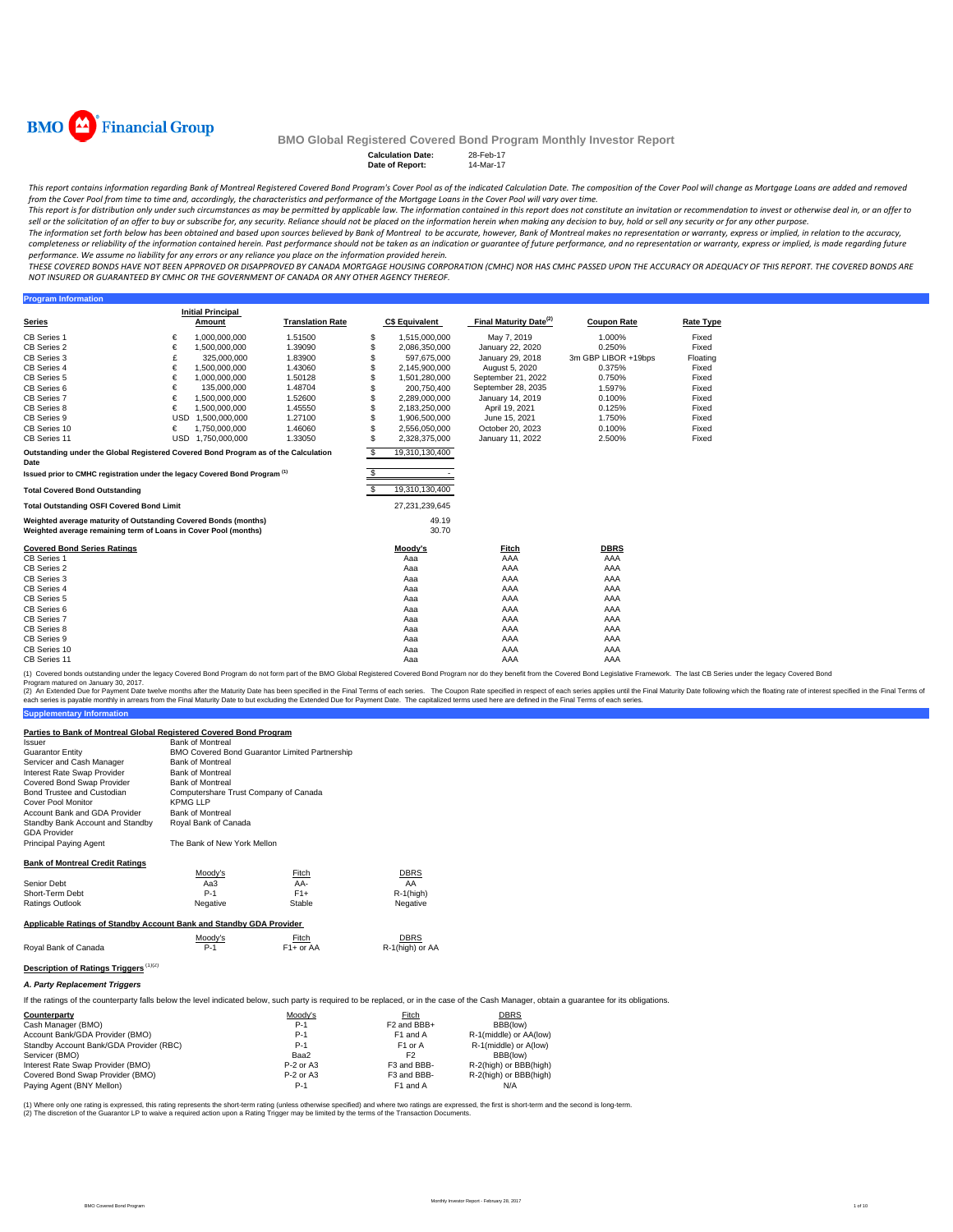BMO Financial Group

# BMO Global Registered Covered Bond Program Monthly Investor Report

**Calculation Date:** 28-Feb-17
**Date of Report:** 14-Mar-17

*This report contains information regarding Bank of Montreal Registered Covered Bond Program's Cover Pool as of the indicated Calculation Date. The composition of the Cover Pool will change as Mortgage Loans are added and removed from the Cover Pool from time to time and, accordingly, the characteristics and performance of the Mortgage Loans in the Cover Pool will vary over time.*

*This report is for distribution only under such circumstances as may be permitted by applicable law. The information contained in this report does not constitute an invitation or recommendation to invest or otherwise deal in, or an offer to sell or the solicitation of an offer to buy or subscribe for, any security. Reliance should not be placed on the information herein when making any decision to buy, hold or sell any security or for any other purpose.*

*The information set forth below has been obtained and based upon sources believed by Bank of Montreal to be accurate, however, Bank of Montreal makes no representation or warranty, express or implied, in relation to the accuracy, completeness or reliability of the information contained herein. Past performance should not be taken as an indication or guarantee of future performance, and no representation or warranty, express or implied, is made regarding future performance. We assume no liability for any errors or any reliance you place on the information provided herein.*

*THESE COVERED BONDS HAVE NOT BEEN APPROVED OR DISAPPROVED BY CANADA MORTGAGE HOUSING CORPORATION (CMHC) NOR HAS CMHC PASSED UPON THE ACCURACY OR ADEQUACY OF THIS REPORT. THE COVERED BONDS ARE NOT INSURED OR GUARANTEED BY CMHC OR THE GOVERNMENT OF CANADA OR ANY OTHER AGENCY THEREOF.*

## Program Information

| Series | Initial Principal Amount | Translation Rate | C$ Equivalent | Final Maturity Date[(2)] | Coupon Rate | Rate Type |
|---|---|---|---|---|---|---|
| CB Series 1 | € 1,000,000,000 | 1.51500 | $ 1,515,000,000 | May 7, 2019 | 1.000% | Fixed |
| CB Series 2 | € 1,500,000,000 | 1.39090 | $ 2,086,350,000 | January 22, 2020 | 0.250% | Fixed |
| CB Series 3 | £ 325,000,000 | 1.83900 | $ 597,675,000 | January 29, 2018 | 3m GBP LIBOR +19bps | Floating |
| CB Series 4 | € 1,500,000,000 | 1.43060 | $ 2,145,900,000 | August 5, 2020 | 0.375% | Fixed |
| CB Series 5 | € 1,000,000,000 | 1.50128 | $ 1,501,280,000 | September 21, 2022 | 0.750% | Fixed |
| CB Series 6 | € 135,000,000 | 1.48704 | $ 200,750,400 | September 28, 2035 | 1.597% | Fixed |
| CB Series 7 | € 1,500,000,000 | 1.52600 | $ 2,289,000,000 | January 14, 2019 | 0.100% | Fixed |
| CB Series 8 | € 1,500,000,000 | 1.45550 | $ 2,183,250,000 | April 19, 2021 | 0.125% | Fixed |
| CB Series 9 | USD 1,500,000,000 | 1.27100 | $ 1,906,500,000 | June 15, 2021 | 1.750% | Fixed |
| CB Series 10 | € 1,750,000,000 | 1.46060 | $ 2,556,050,000 | October 20, 2023 | 0.100% | Fixed |
| CB Series 11 | USD 1,750,000,000 | 1.33050 | $ 2,328,375,000 | January 11, 2022 | 2.500% | Fixed |

| | |
|---|---|
| Outstanding under the Global Registered Covered Bond Program as of the Calculation Date | $ 19,310,130,400 |
| Issued prior to CMHC registration under the legacy Covered Bond Program [(1)] | $ - |
| **Total Covered Bond Outstanding** | $ 19,310,130,400 |
| **Total Outstanding OSFI Covered Bond Limit** | 27,231,239,645 |
| Weighted average maturity of Outstanding Covered Bonds (months) | 49.19 |
| Weighted average remaining term of Loans in Cover Pool (months) | 30.70 |

| Covered Bond Series Ratings | Moody's | Fitch | DBRS |
|---|---|---|---|
| CB Series 1 | Aaa | AAA | AAA |
| CB Series 2 | Aaa | AAA | AAA |
| CB Series 3 | Aaa | AAA | AAA |
| CB Series 4 | Aaa | AAA | AAA |
| CB Series 5 | Aaa | AAA | AAA |
| CB Series 6 | Aaa | AAA | AAA |
| CB Series 7 | Aaa | AAA | AAA |
| CB Series 8 | Aaa | AAA | AAA |
| CB Series 9 | Aaa | AAA | AAA |
| CB Series 10 | Aaa | AAA | AAA |
| CB Series 11 | Aaa | AAA | AAA |

(1) Covered bonds outstanding under the legacy Covered Bond Program do not form part of the BMO Global Registered Covered Bond Program nor do they benefit from the Covered Bond Legislative Framework. The last CB Series under the legacy Covered Bond Program matured on January 30, 2017.

(2) An Extended Due for Payment Date twelve months after the Maturity Date has been specified in the Final Terms of each series. The Coupon Rate specified in respect of each series applies until the Final Maturity Date following which the floating rate of interest specified in the Final Terms of each series is payable monthly in arrears from the Final Maturity Date to but excluding the Extended Due for Payment Date. The capitalized terms used here are defined in the Final Terms of each series.

## Supplementary Information

### Parties to Bank of Montreal Global Registered Covered Bond Program

| | |
|---|---|
| Issuer | Bank of Montreal |
| Guarantor Entity | BMO Covered Bond Guarantor Limited Partnership |
| Servicer and Cash Manager | Bank of Montreal |
| Interest Rate Swap Provider | Bank of Montreal |
| Covered Bond Swap Provider | Bank of Montreal |
| Bond Trustee and Custodian | Computershare Trust Company of Canada |
| Cover Pool Monitor | KPMG LLP |
| Account Bank and GDA Provider | Bank of Montreal |
| Standby Bank Account and Standby GDA Provider | Royal Bank of Canada |
| Principal Paying Agent | The Bank of New York Mellon |

### Bank of Montreal Credit Ratings

| | Moody's | Fitch | DBRS |
|---|---|---|---|
| Senior Debt | Aa3 | AA- | AA |
| Short-Term Debt | P-1 | F1+ | R-1(high) |
| Ratings Outlook | Negative | Stable | Negative |

### Applicable Ratings of Standby Account Bank and Standby GDA Provider

| | Moody's | Fitch | DBRS |
|---|---|---|---|
| Royal Bank of Canada | P-1 | F1+ or AA | R-1(high) or AA |

### Description of Ratings Triggers [(1)(2)]

#### *A. Party Replacement Triggers*

If the ratings of the counterparty falls below the level indicated below, such party is required to be replaced, or in the case of the Cash Manager, obtain a guarantee for its obligations.

| Counterparty | Moody's | Fitch | DBRS |
|---|---|---|---|
| Cash Manager (BMO) | P-1 | F2 and BBB+ | BBB(low) |
| Account Bank/GDA Provider (BMO) | P-1 | F1 and A | R-1(middle) or AA(low) |
| Standby Account Bank/GDA Provider (RBC) | P-1 | F1 or A | R-1(middle) or A(low) |
| Servicer (BMO) | Baa2 | F2 | BBB(low) |
| Interest Rate Swap Provider (BMO) | P-2 or A3 | F3 and BBB- | R-2(high) or BBB(high) |
| Covered Bond Swap Provider (BMO) | P-2 or A3 | F3 and BBB- | R-2(high) or BBB(high) |
| Paying Agent (BNY Mellon) | P-1 | F1 and A | N/A |

(1) Where only one rating is expressed, this rating represents the short-term rating (unless otherwise specified) and where two ratings are expressed, the first is short-term and the second is long-term.
(2) The discretion of the Guarantor LP to waive a required action upon a Rating Trigger may be limited by the terms of the Transaction Documents.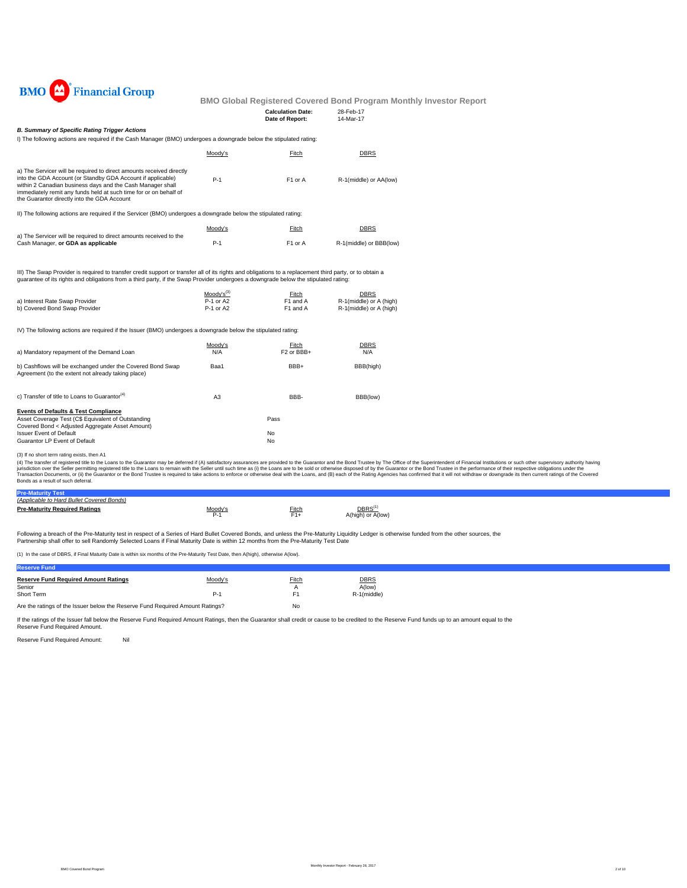# BMO Global Registered Covered Bond Program Monthly Investor Report

**Calculation Date:** 28-Feb-17
**Date of Report:** 14-Mar-17

### *B. Summary of Specific Rating Trigger Actions*

I) The following actions are required if the Cash Manager (BMO) undergoes a downgrade below the stipulated rating:

| | Moody's | Fitch | DBRS |
|---|---|---|---|
| a) The Servicer will be required to direct amounts received directly into the GDA Account (or Standby GDA Account if applicable) within 2 Canadian business days and the Cash Manager shall immediately remit any funds held at such time for or on behalf of the Guarantor directly into the GDA Account | P-1 | F1 or A | R-1(middle) or AA(low) |

II) The following actions are required if the Servicer (BMO) undergoes a downgrade below the stipulated rating:

| | Moody's | Fitch | DBRS |
|---|---|---|---|
| a) The Servicer will be required to direct amounts received to the Cash Manager, **or GDA as applicable** | P-1 | F1 or A | R-1(middle) or BBB(low) |

III) The Swap Provider is required to transfer credit support or transfer all of its rights and obligations to a replacement third party, or to obtain a guarantee of its rights and obligations from a third party, if the Swap Provider undergoes a downgrade below the stipulated rating:

| | Moody's[3] | Fitch | DBRS |
|---|---|---|---|
| a) Interest Rate Swap Provider | P-1 or A2 | F1 and A | R-1(middle) or A (high) |
| b) Covered Bond Swap Provider | P-1 or A2 | F1 and A | R-1(middle) or A (high) |

IV) The following actions are required if the Issuer (BMO) undergoes a downgrade below the stipulated rating:

| | Moody's | Fitch | DBRS |
|---|---|---|---|
| a) Mandatory repayment of the Demand Loan | N/A | F2 or BBB+ | N/A |
| b) Cashflows will be exchanged under the Covered Bond Swap Agreement (to the extent not already taking place) | Baa1 | BBB+ | BBB(high) |
| c) Transfer of title to Loans to Guarantor[4] | A3 | BBB- | BBB(low) |

**Events of Defaults & Test Compliance**

| | |
|---|---|
| Asset Coverage Test (C$ Equivalent of Outstanding Covered Bond < Adjusted Aggregate Asset Amount) | Pass |
| Issuer Event of Default | No |
| Guarantor LP Event of Default | No |

(3) If no short term rating exists, then A1

(4) The transfer of registered title to the Loans to the Guarantor may be deferred if (A) satisfactory assurances are provided to the Guarantor and the Bond Trustee by The Office of the Superintendent of Financial Institutions or such other supervisory authority having jurisdiction over the Seller permitting registered title to the Loans to remain with the Seller until such time as (i) the Loans are to be sold or otherwise disposed of by the Guarantor or the Bond Trustee in the performance of their respective obligations under the Transaction Documents, or (ii) the Guarantor or the Bond Trustee is required to take actions to enforce or otherwise deal with the Loans, and (B) each of the Rating Agencies has confirmed that it will not withdraw or downgrade its then current ratings of the Covered Bonds as a result of such deferral.

## Pre-Maturity Test

*(Applicable to Hard Bullet Covered Bonds)*

| **Pre-Maturity Required Ratings** | Moody's | Fitch | DBRS[1] |
|---|---|---|---|
| | P-1 | F1+ | A(high) or A(low) |

Following a breach of the Pre-Maturity test in respect of a Series of Hard Bullet Covered Bonds, and unless the Pre-Maturity Liquidity Ledger is otherwise funded from the other sources, the Partnership shall offer to sell Randomly Selected Loans if Final Maturity Date is within 12 months from the Pre-Maturity Test Date

(1) In the case of DBRS, if Final Maturity Date is within six months of the Pre-Maturity Test Date, then A(high), otherwise A(low).

## Reserve Fund

| **Reserve Fund Required Amount Ratings** | Moody's | Fitch | DBRS |
|---|---|---|---|
| Senior | | A | A(low) |
| Short Term | P-1 | F1 | R-1(middle) |

Are the ratings of the Issuer below the Reserve Fund Required Amount Ratings? No

If the ratings of the Issuer fall below the Reserve Fund Required Amount Ratings, then the Guarantor shall credit or cause to be credited to the Reserve Fund funds up to an amount equal to the Reserve Fund Required Amount.

Reserve Fund Required Amount: Nil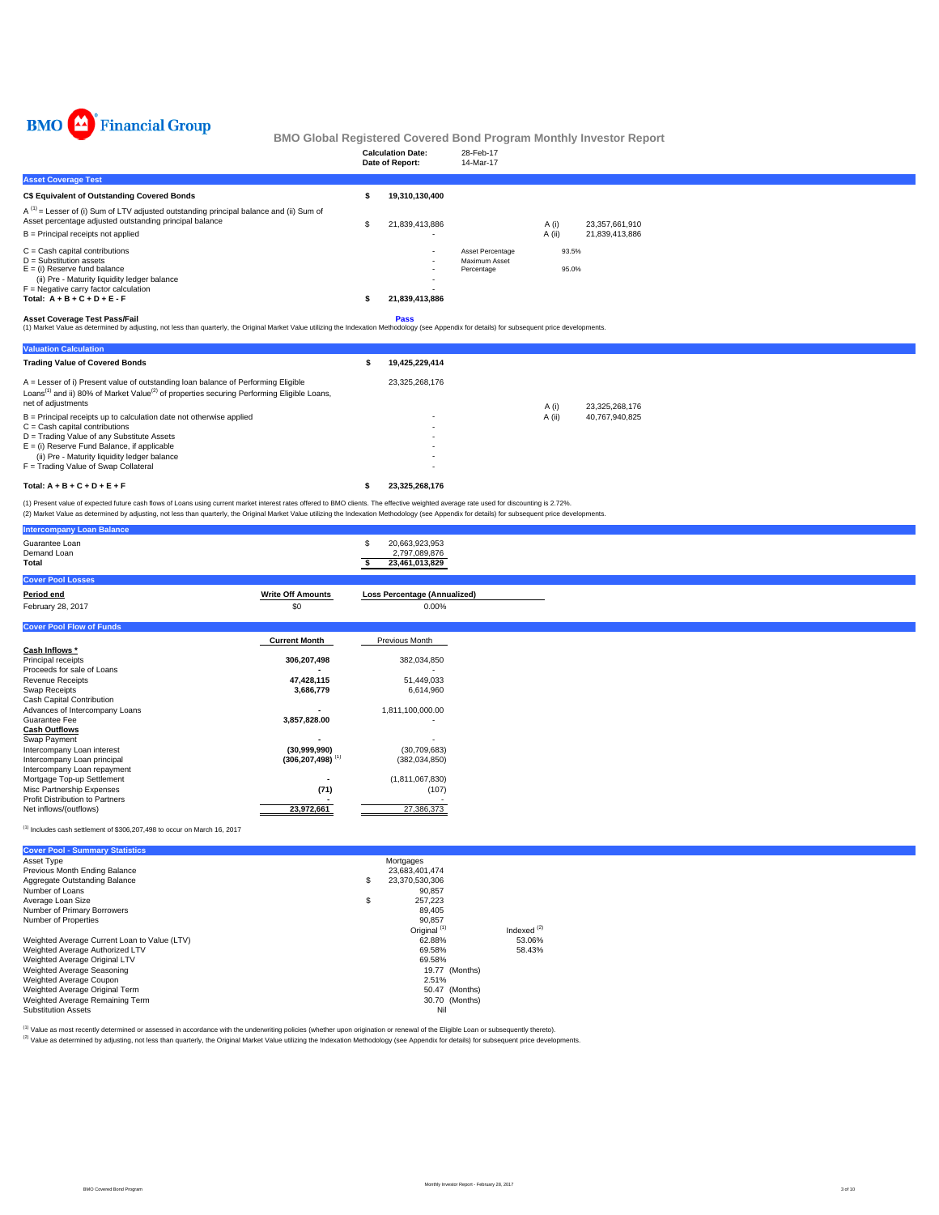BMO Financial Group

# BMO Global Registered Covered Bond Program Monthly Investor Report

| | |
|---|---|
| **Calculation Date:** | 28-Feb-17 |
| **Date of Report:** | 14-Mar-17 |

## Asset Coverage Test

| | | | | |
|---|---|---|---|---|
| **C$ Equivalent of Outstanding Covered Bonds** | **$ 19,310,130,400** | | | |
| A [1] = Lesser of (i) Sum of LTV adjusted outstanding principal balance and (ii) Sum of Asset percentage adjusted outstanding principal balance | $ 21,839,413,886 | | A (i) | 23,357,661,910 |
| B = Principal receipts not applied | - | | A (ii) | 21,839,413,886 |
| C = Cash capital contributions | - | Asset Percentage | 93.5% | |
| D = Substitution assets | - | Maximum Asset Percentage | 95.0% | |
| E = (i) Reserve fund balance | - | | | |
| (ii) Pre - Maturity liquidity ledger balance | - | | | |
| F = Negative carry factor calculation | - | | | |
| **Total: A + B + C + D + E - F** | **$ 21,839,413,886** | | | |

**Asset Coverage Test Pass/Fail** **Pass**

(1) Market Value as determined by adjusting, not less than quarterly, the Original Market Value utilizing the Indexation Methodology (see Appendix for details) for subsequent price developments.

## Valuation Calculation

| | | | |
|---|---|---|---|
| **Trading Value of Covered Bonds** | **$ 19,425,229,414** | | |
| A = Lesser of i) Present value of outstanding loan balance of Performing Eligible Loans[1] and ii) 80% of Market Value[2] of properties securing Performing Eligible Loans, net of adjustments | 23,325,268,176 | A (i) | 23,325,268,176 |
| B = Principal receipts up to calculation date not otherwise applied | - | A (ii) | 40,767,940,825 |
| C = Cash capital contributions | - | | |
| D = Trading Value of any Substitute Assets | - | | |
| E = (i) Reserve Fund Balance, if applicable | - | | |
| (ii) Pre - Maturity liquidity ledger balance | - | | |
| F = Trading Value of Swap Collateral | - | | |
| **Total: A + B + C + D + E + F** | **$ 23,325,268,176** | | |

(1) Present value of expected future cash flows of Loans using current market interest rates offered to BMO clients. The effective weighted average rate used for discounting is 2.72%.
(2) Market Value as determined by adjusting, not less than quarterly, the Original Market Value utilizing the Indexation Methodology (see Appendix for details) for subsequent price developments.

## Intercompany Loan Balance

| | |
|---|---|
| Guarantee Loan | $ 20,663,923,953 |
| Demand Loan | 2,797,089,876 |
| **Total** | **$ 23,461,013,829** |

## Cover Pool Losses

| Period end | Write Off Amounts | Loss Percentage (Annualized) |
|---|---|---|
| February 28, 2017 | $0 | 0.00% |

## Cover Pool Flow of Funds

| | Current Month | Previous Month |
|---|---|---|
| **Cash Inflows *** | | |
| Principal receipts | 306,207,498 | 382,034,850 |
| Proceeds for sale of Loans | - | - |
| Revenue Receipts | 47,428,115 | 51,449,033 |
| Swap Receipts | 3,686,779 | 6,614,960 |
| Cash Capital Contribution | | |
| Advances of Intercompany Loans | - | 1,811,100,000.00 |
| Guarantee Fee | 3,857,828.00 | - |
| **Cash Outflows** | | |
| Swap Payment | - | - |
| Intercompany Loan interest | (30,999,990) | (30,709,683) |
| Intercompany Loan principal | (306,207,498) [1] | (382,034,850) |
| Intercompany Loan repayment | | |
| Mortgage Top-up Settlement | - | (1,811,067,830) |
| Misc Partnership Expenses | (71) | (107) |
| Profit Distribution to Partners | - | - |
| Net inflows/(outflows) | 23,972,661 | 27,386,373 |

[1] Includes cash settlement of $306,207,498 to occur on March 16, 2017

## Cover Pool - Summary Statistics

| | | |
|---|---|---|
| Asset Type | Mortgages | |
| Previous Month Ending Balance | 23,683,401,474 | |
| Aggregate Outstanding Balance | $ 23,370,530,306 | |
| Number of Loans | 90,857 | |
| Average Loan Size | $ 257,223 | |
| Number of Primary Borrowers | 89,405 | |
| Number of Properties | 90,857 | |
| | Original [1] | Indexed [2] |
| Weighted Average Current Loan to Value (LTV) | 62.88% | 53.06% |
| Weighted Average Authorized LTV | 69.58% | 58.43% |
| Weighted Average Original LTV | 69.58% | |
| Weighted Average Seasoning | 19.77 (Months) | |
| Weighted Average Coupon | 2.51% | |
| Weighted Average Original Term | 50.47 (Months) | |
| Weighted Average Remaining Term | 30.70 (Months) | |
| Substitution Assets | Nil | |

[1] Value as most recently determined or assessed in accordance with the underwriting policies (whether upon origination or renewal of the Eligible Loan or subsequently thereto).
[2] Value as determined by adjusting, not less than quarterly, the Original Market Value utilizing the Indexation Methodology (see Appendix for details) for subsequent price developments.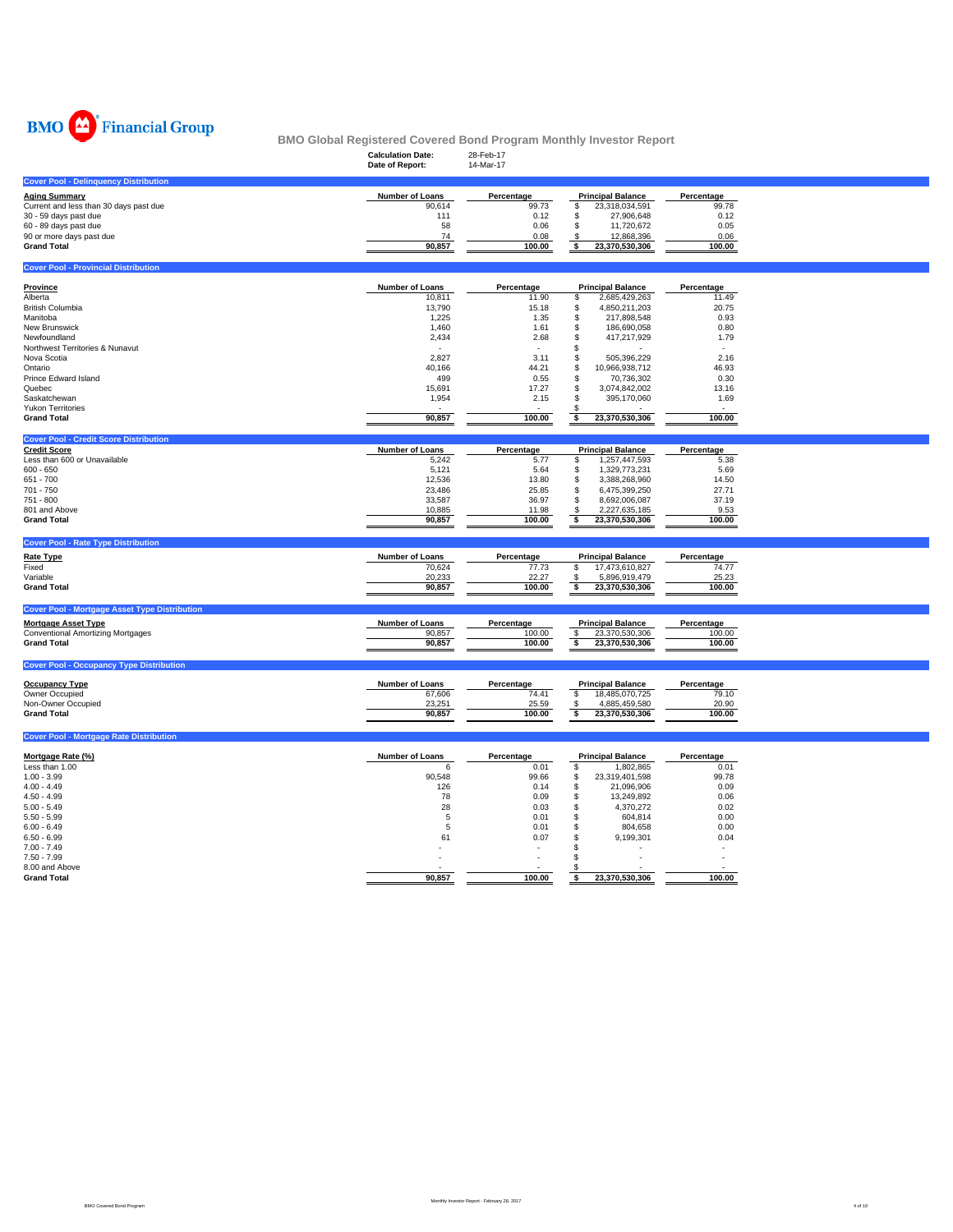BMO Financial Group

# BMO Global Registered Covered Bond Program Monthly Investor Report

**Calculation Date:** 28-Feb-17
**Date of Report:** 14-Mar-17

## Cover Pool - Delinquency Distribution

| Aging Summary | Number of Loans | Percentage | Principal Balance | Percentage |
|---|---|---|---|---|
| Current and less than 30 days past due | 90,614 | 99.73 | $ 23,318,034,591 | 99.78 |
| 30 - 59 days past due | 111 | 0.12 | $ 27,906,648 | 0.12 |
| 60 - 89 days past due | 58 | 0.06 | $ 11,720,672 | 0.05 |
| 90 or more days past due | 74 | 0.08 | $ 12,868,396 | 0.06 |
| **Grand Total** | **90,857** | **100.00** | **$ 23,370,530,306** | **100.00** |

## Cover Pool - Provincial Distribution

| Province | Number of Loans | Percentage | Principal Balance | Percentage |
|---|---|---|---|---|
| Alberta | 10,811 | 11.90 | $ 2,685,429,263 | 11.49 |
| British Columbia | 13,790 | 15.18 | $ 4,850,211,203 | 20.75 |
| Manitoba | 1,225 | 1.35 | $ 217,898,548 | 0.93 |
| New Brunswick | 1,460 | 1.61 | $ 186,690,058 | 0.80 |
| Newfoundland | 2,434 | 2.68 | $ 417,217,929 | 1.79 |
| Northwest Territories & Nunavut | - | - | $ - | - |
| Nova Scotia | 2,827 | 3.11 | $ 505,396,229 | 2.16 |
| Ontario | 40,166 | 44.21 | $ 10,966,938,712 | 46.93 |
| Prince Edward Island | 499 | 0.55 | $ 70,736,302 | 0.30 |
| Quebec | 15,691 | 17.27 | $ 3,074,842,002 | 13.16 |
| Saskatchewan | 1,954 | 2.15 | $ 395,170,060 | 1.69 |
| Yukon Territories | - | - | $ - | - |
| **Grand Total** | **90,857** | **100.00** | **$ 23,370,530,306** | **100.00** |

## Cover Pool - Credit Score Distribution

| Credit Score | Number of Loans | Percentage | Principal Balance | Percentage |
|---|---|---|---|---|
| Less than 600 or Unavailable | 5,242 | 5.77 | $ 1,257,447,593 | 5.38 |
| 600 - 650 | 5,121 | 5.64 | $ 1,329,773,231 | 5.69 |
| 651 - 700 | 12,536 | 13.80 | $ 3,388,268,960 | 14.50 |
| 701 - 750 | 23,486 | 25.85 | $ 6,475,399,250 | 27.71 |
| 751 - 800 | 33,587 | 36.97 | $ 8,692,006,087 | 37.19 |
| 801 and Above | 10,885 | 11.98 | $ 2,227,635,185 | 9.53 |
| **Grand Total** | **90,857** | **100.00** | **$ 23,370,530,306** | **100.00** |

## Cover Pool - Rate Type Distribution

| Rate Type | Number of Loans | Percentage | Principal Balance | Percentage |
|---|---|---|---|---|
| Fixed | 70,624 | 77.73 | $ 17,473,610,827 | 74.77 |
| Variable | 20,233 | 22.27 | $ 5,896,919,479 | 25.23 |
| **Grand Total** | **90,857** | **100.00** | **$ 23,370,530,306** | **100.00** |

## Cover Pool - Mortgage Asset Type Distribution

| Mortgage Asset Type | Number of Loans | Percentage | Principal Balance | Percentage |
|---|---|---|---|---|
| Conventional Amortizing Mortgages | 90,857 | 100.00 | $ 23,370,530,306 | 100.00 |
| **Grand Total** | **90,857** | **100.00** | **$ 23,370,530,306** | **100.00** |

## Cover Pool - Occupancy Type Distribution

| Occupancy Type | Number of Loans | Percentage | Principal Balance | Percentage |
|---|---|---|---|---|
| Owner Occupied | 67,606 | 74.41 | $ 18,485,070,725 | 79.10 |
| Non-Owner Occupied | 23,251 | 25.59 | $ 4,885,459,580 | 20.90 |
| **Grand Total** | **90,857** | **100.00** | **$ 23,370,530,306** | **100.00** |

## Cover Pool - Mortgage Rate Distribution

| Mortgage Rate (%) | Number of Loans | Percentage | Principal Balance | Percentage |
|---|---|---|---|---|
| Less than 1.00 | 6 | 0.01 | $ 1,802,865 | 0.01 |
| 1.00 - 3.99 | 90,548 | 99.66 | $ 23,319,401,598 | 99.78 |
| 4.00 - 4.49 | 126 | 0.14 | $ 21,096,906 | 0.09 |
| 4.50 - 4.99 | 78 | 0.09 | $ 13,249,892 | 0.06 |
| 5.00 - 5.49 | 28 | 0.03 | $ 4,370,272 | 0.02 |
| 5.50 - 5.99 | 5 | 0.01 | $ 604,814 | 0.00 |
| 6.00 - 6.49 | 5 | 0.01 | $ 804,658 | 0.00 |
| 6.50 - 6.99 | 61 | 0.07 | $ 9,199,301 | 0.04 |
| 7.00 - 7.49 | - | - | $ - | - |
| 7.50 - 7.99 | - | - | $ - | - |
| 8.00 and Above | - | - | $ - | - |
| **Grand Total** | **90,857** | **100.00** | **$ 23,370,530,306** | **100.00** |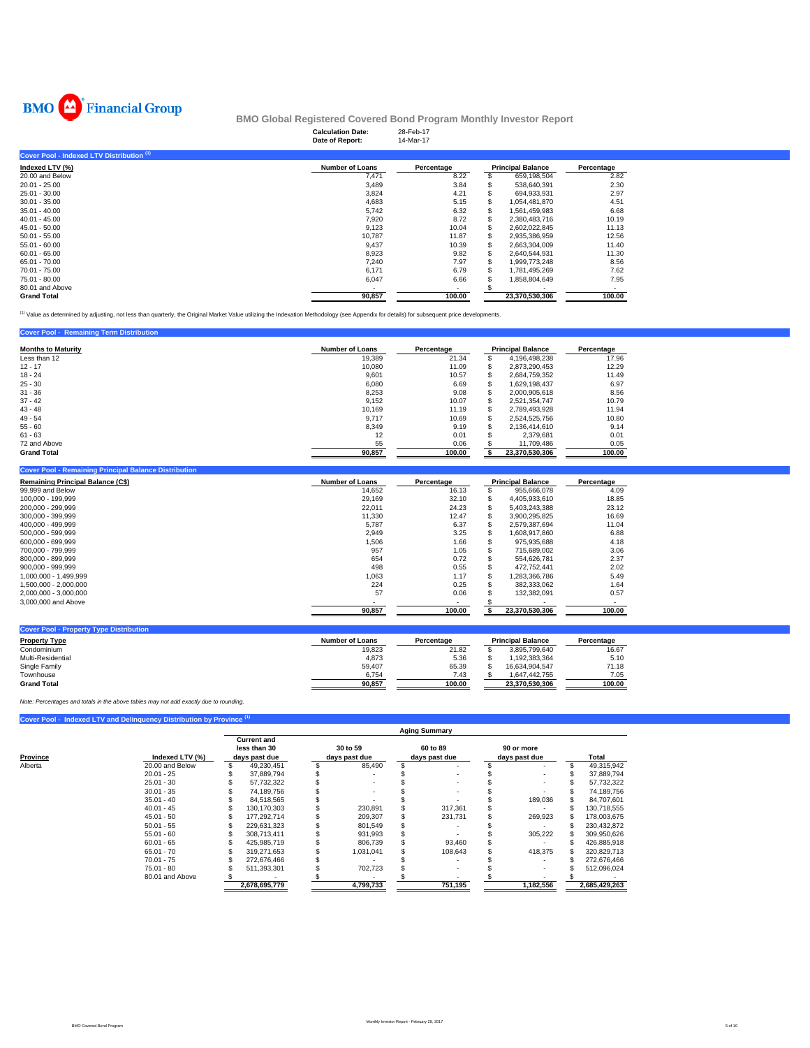BMO Financial Group

## BMO Global Registered Covered Bond Program Monthly Investor Report

**Calculation Date:** 28-Feb-17
**Date of Report:** 14-Mar-17

### Cover Pool - Indexed LTV Distribution [1]

| Indexed LTV (%) | Number of Loans | Percentage | Principal Balance | Percentage |
|---|---|---|---|---|
| 20.00 and Below | 7,471 | 8.22 | $ 659,198,504 | 2.82 |
| 20.01 - 25.00 | 3,489 | 3.84 | $ 538,640,391 | 2.30 |
| 25.01 - 30.00 | 3,824 | 4.21 | $ 694,933,931 | 2.97 |
| 30.01 - 35.00 | 4,683 | 5.15 | $ 1,054,481,870 | 4.51 |
| 35.01 - 40.00 | 5,742 | 6.32 | $ 1,561,459,983 | 6.68 |
| 40.01 - 45.00 | 7,920 | 8.72 | $ 2,380,483,716 | 10.19 |
| 45.01 - 50.00 | 9,123 | 10.04 | $ 2,602,022,845 | 11.13 |
| 50.01 - 55.00 | 10,787 | 11.87 | $ 2,935,386,959 | 12.56 |
| 55.01 - 60.00 | 9,437 | 10.39 | $ 2,663,304,009 | 11.40 |
| 60.01 - 65.00 | 8,923 | 9.82 | $ 2,640,544,931 | 11.30 |
| 65.01 - 70.00 | 7,240 | 7.97 | $ 1,999,773,248 | 8.56 |
| 70.01 - 75.00 | 6,171 | 6.79 | $ 1,781,495,269 | 7.62 |
| 75.01 - 80.00 | 6,047 | 6.66 | $ 1,858,804,649 | 7.95 |
| 80.01 and Above | - | - | $ - | - |
| **Grand Total** | **90,857** | **100.00** | **23,370,530,306** | **100.00** |

[1] Value as determined by adjusting, not less than quarterly, the Original Market Value utilizing the Indexation Methodology (see Appendix for details) for subsequent price developments.

### Cover Pool - Remaining Term Distribution

| Months to Maturity | Number of Loans | Percentage | Principal Balance | Percentage |
|---|---|---|---|---|
| Less than 12 | 19,389 | 21.34 | $ 4,196,498,238 | 17.96 |
| 12 - 17 | 10,080 | 11.09 | $ 2,873,290,453 | 12.29 |
| 18 - 24 | 9,601 | 10.57 | $ 2,684,759,352 | 11.49 |
| 25 - 30 | 6,080 | 6.69 | $ 1,629,198,437 | 6.97 |
| 31 - 36 | 8,253 | 9.08 | $ 2,000,905,618 | 8.56 |
| 37 - 42 | 9,152 | 10.07 | $ 2,521,354,747 | 10.79 |
| 43 - 48 | 10,169 | 11.19 | $ 2,789,493,928 | 11.94 |
| 49 - 54 | 9,717 | 10.69 | $ 2,524,525,756 | 10.80 |
| 55 - 60 | 8,349 | 9.19 | $ 2,136,414,610 | 9.14 |
| 61 - 63 | 12 | 0.01 | $ 2,379,681 | 0.01 |
| 72 and Above | 55 | 0.06 | $ 11,709,486 | 0.05 |
| **Grand Total** | **90,857** | **100.00** | **$ 23,370,530,306** | **100.00** |

### Cover Pool - Remaining Principal Balance Distribution

| Remaining Principal Balance (C$) | Number of Loans | Percentage | Principal Balance | Percentage |
|---|---|---|---|---|
| 99,999 and Below | 14,652 | 16.13 | $ 955,666,078 | 4.09 |
| 100,000 - 199,999 | 29,169 | 32.10 | $ 4,405,933,610 | 18.85 |
| 200,000 - 299,999 | 22,011 | 24.23 | $ 5,403,243,388 | 23.12 |
| 300,000 - 399,999 | 11,330 | 12.47 | $ 3,900,295,825 | 16.69 |
| 400,000 - 499,999 | 5,787 | 6.37 | $ 2,579,387,694 | 11.04 |
| 500,000 - 599,999 | 2,949 | 3.25 | $ 1,608,917,860 | 6.88 |
| 600,000 - 699,999 | 1,506 | 1.66 | $ 975,935,688 | 4.18 |
| 700,000 - 799,999 | 957 | 1.05 | $ 715,689,002 | 3.06 |
| 800,000 - 899,999 | 654 | 0.72 | $ 554,626,781 | 2.37 |
| 900,000 - 999,999 | 498 | 0.55 | $ 472,752,441 | 2.02 |
| 1,000,000 - 1,499,999 | 1,063 | 1.17 | $ 1,283,366,786 | 5.49 |
| 1,500,000 - 2,000,000 | 224 | 0.25 | $ 382,333,062 | 1.64 |
| 2,000,000 - 3,000,000 | 57 | 0.06 | $ 132,382,091 | 0.57 |
| 3,000,000 and Above | - | - | $ - | - |
| | **90,857** | **100.00** | **$ 23,370,530,306** | **100.00** |

### Cover Pool - Property Type Distribution

| Property Type | Number of Loans | Percentage | Principal Balance | Percentage |
|---|---|---|---|---|
| Condominium | 19,823 | 21.82 | $ 3,895,799,640 | 16.67 |
| Multi-Residential | 4,873 | 5.36 | $ 1,192,383,364 | 5.10 |
| Single Family | 59,407 | 65.39 | $ 16,634,904,547 | 71.18 |
| Townhouse | 6,754 | 7.43 | $ 1,647,442,755 | 7.05 |
| **Grand Total** | **90,857** | **100.00** | **23,370,530,306** | **100.00** |

*Note: Percentages and totals in the above tables may not add exactly due to rounding.*

### Cover Pool - Indexed LTV and Delinquency Distribution by Province [1]

| | | Aging Summary | | | | |
|---|---|---|---|---|---|---|
| **Province** | **Indexed LTV (%)** | **Current and less than 30 days past due** | **30 to 59 days past due** | **60 to 89 days past due** | **90 or more days past due** | **Total** |
| Alberta | 20.00 and Below | $ 49,230,451 | $ 85,490 | $ - | $ - | $ 49,315,942 |
| | 20.01 - 25 | $ 37,889,794 | $ - | $ - | $ - | $ 37,889,794 |
| | 25.01 - 30 | $ 57,732,322 | $ - | $ - | $ - | $ 57,732,322 |
| | 30.01 - 35 | $ 74,189,756 | $ - | $ - | $ - | $ 74,189,756 |
| | 35.01 - 40 | $ 84,518,565 | $ - | $ - | $ 189,036 | $ 84,707,601 |
| | 40.01 - 45 | $ 130,170,303 | $ 230,891 | $ 317,361 | $ - | $ 130,718,555 |
| | 45.01 - 50 | $ 177,292,714 | $ 209,307 | $ 231,731 | $ 269,923 | $ 178,003,675 |
| | 50.01 - 55 | $ 229,631,323 | $ 801,549 | $ - | $ - | $ 230,432,872 |
| | 55.01 - 60 | $ 308,713,411 | $ 931,993 | $ - | $ 305,222 | $ 309,950,626 |
| | 60.01 - 65 | $ 425,985,719 | $ 806,739 | $ 93,460 | $ - | $ 426,885,918 |
| | 65.01 - 70 | $ 319,271,653 | $ 1,031,041 | $ 108,643 | $ 418,375 | $ 320,829,713 |
| | 70.01 - 75 | $ 272,676,466 | $ - | $ - | $ - | $ 272,676,466 |
| | 75.01 - 80 | $ 511,393,301 | $ 702,723 | $ - | $ - | $ 512,096,024 |
| | 80.01 and Above | $ - | $ - | $ - | $ - | $ - |
| | | **2,678,695,779** | **4,799,733** | **751,195** | **1,182,556** | **2,685,429,263** |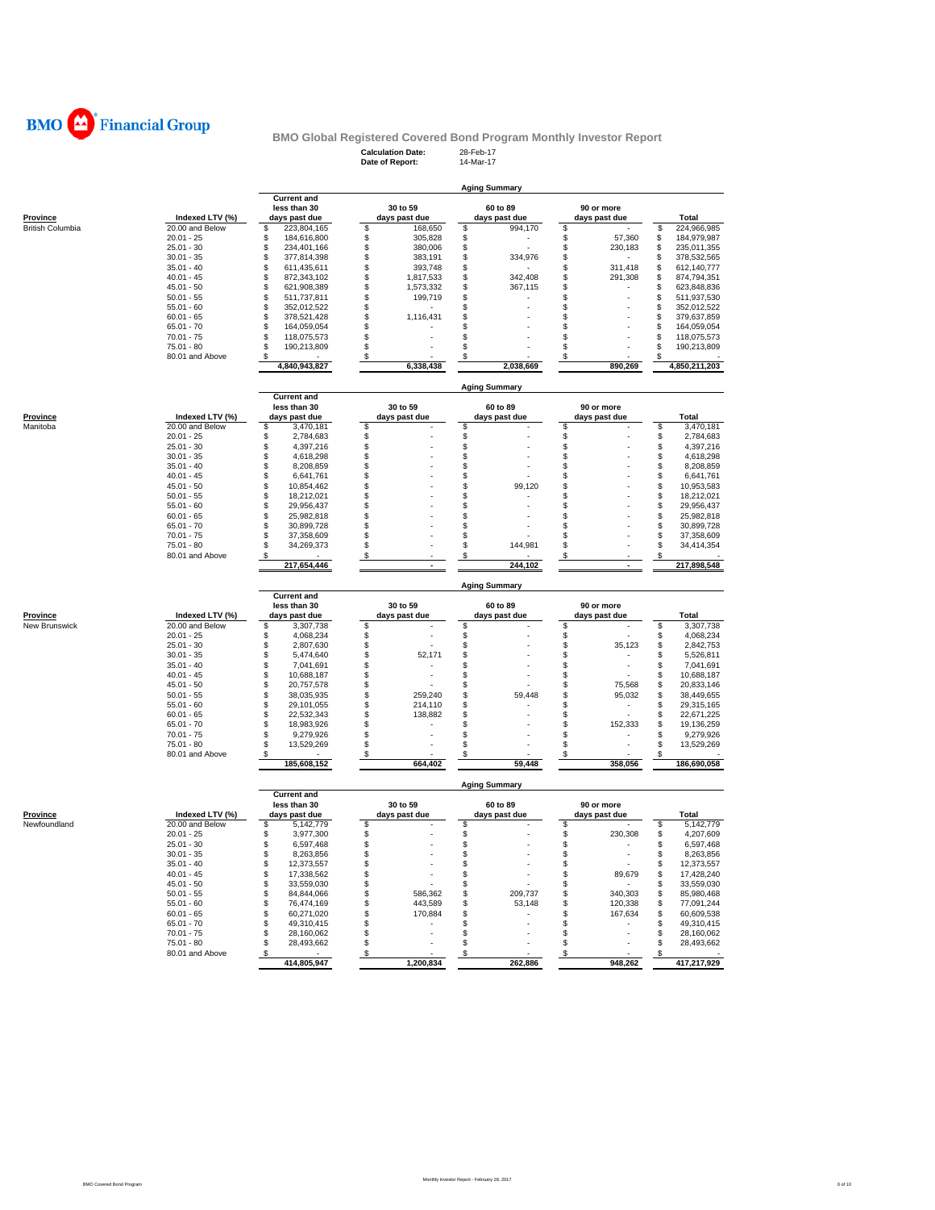BMO Financial Group

## BMO Global Registered Covered Bond Program Monthly Investor Report

**Calculation Date:** 28-Feb-17
**Date of Report:** 14-Mar-17

### Aging Summary

| Province | Indexed LTV (%) | Current and less than 30 days past due | 30 to 59 days past due | 60 to 89 days past due | 90 or more days past due | Total |
|---|---|---|---|---|---|---|
| British Columbia | 20.00 and Below | $ 223,804,165 | $ 168,650 | $ 994,170 | $ - | $ 224,966,985 |
| | 20.01 - 25 | $ 184,616,800 | $ 305,828 | $ - | $ 57,360 | $ 184,979,987 |
| | 25.01 - 30 | $ 234,401,166 | $ 380,006 | $ - | $ 230,183 | $ 235,011,355 |
| | 30.01 - 35 | $ 377,814,398 | $ 383,191 | $ 334,976 | $ - | $ 378,532,565 |
| | 35.01 - 40 | $ 611,435,611 | $ 393,748 | $ - | $ 311,418 | $ 612,140,777 |
| | 40.01 - 45 | $ 872,343,102 | $ 1,817,533 | $ 342,408 | $ 291,308 | $ 874,794,351 |
| | 45.01 - 50 | $ 621,908,389 | $ 1,573,332 | $ 367,115 | $ - | $ 623,848,836 |
| | 50.01 - 55 | $ 511,737,811 | $ 199,719 | $ - | $ - | $ 511,937,530 |
| | 55.01 - 60 | $ 352,012,522 | $ - | $ - | $ - | $ 352,012,522 |
| | 60.01 - 65 | $ 378,521,428 | $ 1,116,431 | $ - | $ - | $ 379,637,859 |
| | 65.01 - 70 | $ 164,059,054 | $ - | $ - | $ - | $ 164,059,054 |
| | 70.01 - 75 | $ 118,075,573 | $ - | $ - | $ - | $ 118,075,573 |
| | 75.01 - 80 | $ 190,213,809 | $ - | $ - | $ - | $ 190,213,809 |
| | 80.01 and Above | $ - | $ - | $ - | $ - | $ - |
| | | 4,840,943,827 | 6,338,438 | 2,038,669 | 890,269 | 4,850,211,203 |

### Aging Summary

| Province | Indexed LTV (%) | Current and less than 30 days past due | 30 to 59 days past due | 60 to 89 days past due | 90 or more days past due | Total |
|---|---|---|---|---|---|---|
| Manitoba | 20.00 and Below | $ 3,470,181 | $ - | $ - | $ - | $ 3,470,181 |
| | 20.01 - 25 | $ 2,784,683 | $ - | $ - | $ - | $ 2,784,683 |
| | 25.01 - 30 | $ 4,397,216 | $ - | $ - | $ - | $ 4,397,216 |
| | 30.01 - 35 | $ 4,618,298 | $ - | $ - | $ - | $ 4,618,298 |
| | 35.01 - 40 | $ 8,208,859 | $ - | $ - | $ - | $ 8,208,859 |
| | 40.01 - 45 | $ 6,641,761 | $ - | $ - | $ - | $ 6,641,761 |
| | 45.01 - 50 | $ 10,854,462 | $ - | $ 99,120 | $ - | $ 10,953,583 |
| | 50.01 - 55 | $ 18,212,021 | $ - | $ - | $ - | $ 18,212,021 |
| | 55.01 - 60 | $ 29,956,437 | $ - | $ - | $ - | $ 29,956,437 |
| | 60.01 - 65 | $ 25,982,818 | $ - | $ - | $ - | $ 25,982,818 |
| | 65.01 - 70 | $ 30,899,728 | $ - | $ - | $ - | $ 30,899,728 |
| | 70.01 - 75 | $ 37,358,609 | $ - | $ - | $ - | $ 37,358,609 |
| | 75.01 - 80 | $ 34,269,373 | $ - | $ 144,981 | $ - | $ 34,414,354 |
| | 80.01 and Above | $ - | $ - | $ - | $ - | $ - |
| | | 217,654,446 | - | 244,102 | - | 217,898,548 |

### Aging Summary

| Province | Indexed LTV (%) | Current and less than 30 days past due | 30 to 59 days past due | 60 to 89 days past due | 90 or more days past due | Total |
|---|---|---|---|---|---|---|
| New Brunswick | 20.00 and Below | $ 3,307,738 | $ - | $ - | $ - | $ 3,307,738 |
| | 20.01 - 25 | $ 4,068,234 | $ - | $ - | $ - | $ 4,068,234 |
| | 25.01 - 30 | $ 2,807,630 | $ - | $ - | $ 35,123 | $ 2,842,753 |
| | 30.01 - 35 | $ 5,474,640 | $ 52,171 | $ - | $ - | $ 5,526,811 |
| | 35.01 - 40 | $ 7,041,691 | $ - | $ - | $ - | $ 7,041,691 |
| | 40.01 - 45 | $ 10,688,187 | $ - | $ - | $ - | $ 10,688,187 |
| | 45.01 - 50 | $ 20,757,578 | $ - | $ - | $ 75,568 | $ 20,833,146 |
| | 50.01 - 55 | $ 38,035,935 | $ 259,240 | $ 59,448 | $ 95,032 | $ 38,449,655 |
| | 55.01 - 60 | $ 29,101,055 | $ 214,110 | $ - | $ - | $ 29,315,165 |
| | 60.01 - 65 | $ 22,532,343 | $ 138,882 | $ - | $ - | $ 22,671,225 |
| | 65.01 - 70 | $ 18,983,926 | $ - | $ - | $ 152,333 | $ 19,136,259 |
| | 70.01 - 75 | $ 9,279,926 | $ - | $ - | $ - | $ 9,279,926 |
| | 75.01 - 80 | $ 13,529,269 | $ - | $ - | $ - | $ 13,529,269 |
| | 80.01 and Above | $ - | $ - | $ - | $ - | $ - |
| | | 185,608,152 | 664,402 | 59,448 | 358,056 | 186,690,058 |

### Aging Summary

| Province | Indexed LTV (%) | Current and less than 30 days past due | 30 to 59 days past due | 60 to 89 days past due | 90 or more days past due | Total |
|---|---|---|---|---|---|---|
| Newfoundland | 20.00 and Below | $ 5,142,779 | $ - | $ - | $ - | $ 5,142,779 |
| | 20.01 - 25 | $ 3,977,300 | $ - | $ - | $ 230,308 | $ 4,207,609 |
| | 25.01 - 30 | $ 6,597,468 | $ - | $ - | $ - | $ 6,597,468 |
| | 30.01 - 35 | $ 8,263,856 | $ - | $ - | $ - | $ 8,263,856 |
| | 35.01 - 40 | $ 12,373,557 | $ - | $ - | $ - | $ 12,373,557 |
| | 40.01 - 45 | $ 17,338,562 | $ - | $ - | $ 89,679 | $ 17,428,240 |
| | 45.01 - 50 | $ 33,559,030 | $ - | $ - | $ - | $ 33,559,030 |
| | 50.01 - 55 | $ 84,844,066 | $ 586,362 | $ 209,737 | $ 340,303 | $ 85,980,468 |
| | 55.01 - 60 | $ 76,474,169 | $ 443,589 | $ 53,148 | $ 120,338 | $ 77,091,244 |
| | 60.01 - 65 | $ 60,271,020 | $ 170,884 | $ - | $ 167,634 | $ 60,609,538 |
| | 65.01 - 70 | $ 49,310,415 | $ - | $ - | $ - | $ 49,310,415 |
| | 70.01 - 75 | $ 28,160,062 | $ - | $ - | $ - | $ 28,160,062 |
| | 75.01 - 80 | $ 28,493,662 | $ - | $ - | $ - | $ 28,493,662 |
| | 80.01 and Above | $ - | $ - | $ - | $ - | $ - |
| | | 414,805,947 | 1,200,834 | 262,886 | 948,262 | 417,217,929 |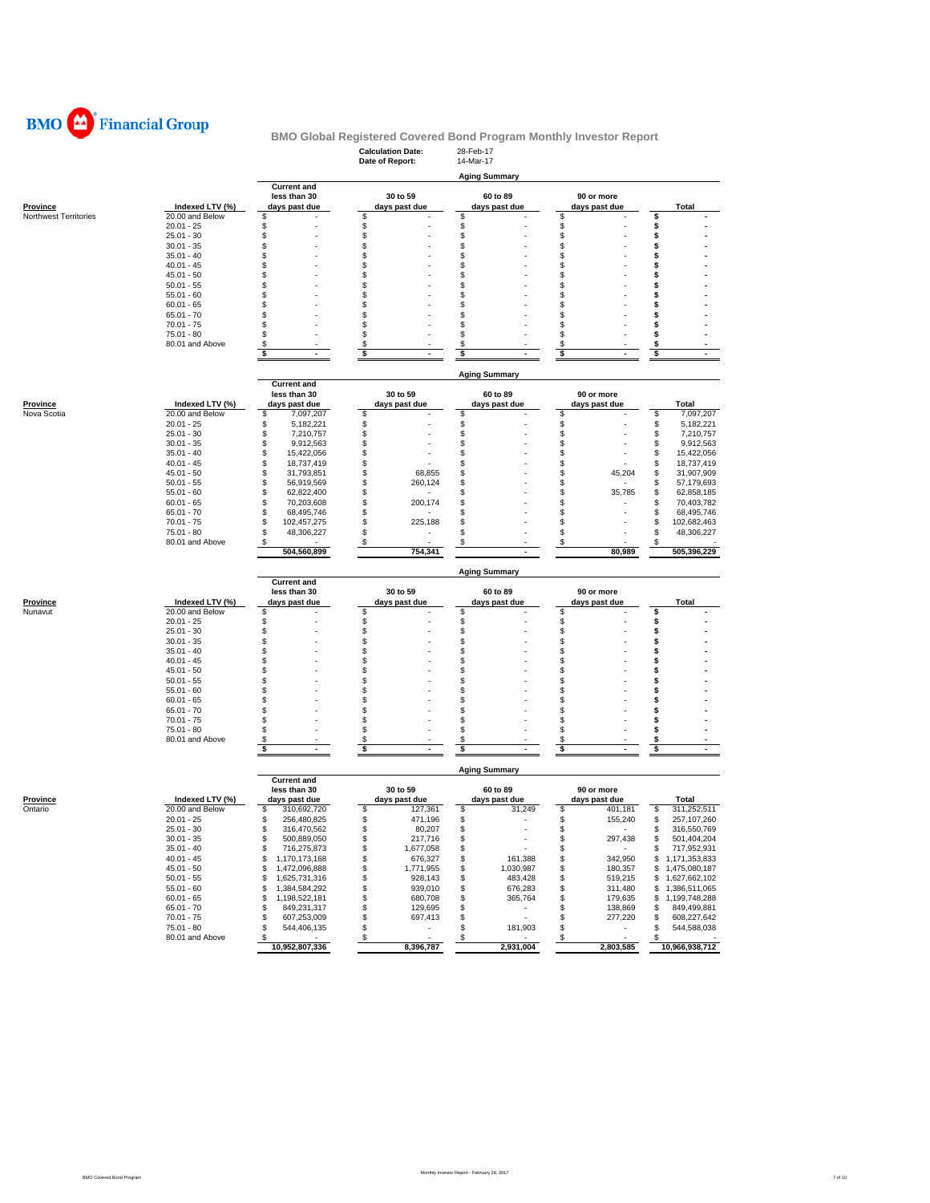**BMO Financial Group**

# BMO Global Registered Covered Bond Program Monthly Investor Report

**Calculation Date:** 28-Feb-17
**Date of Report:** 14-Mar-17

## Aging Summary

| Province | Indexed LTV (%) | Current and less than 30 days past due | 30 to 59 days past due | 60 to 89 days past due | 90 or more days past due | Total |
|---|---|---|---|---|---|---|
| Northwest Territories | 20.00 and Below | $ - | $ - | $ - | $ - | $ - |
| | 20.01 - 25 | $ - | $ - | $ - | $ - | $ - |
| | 25.01 - 30 | $ - | $ - | $ - | $ - | $ - |
| | 30.01 - 35 | $ - | $ - | $ - | $ - | $ - |
| | 35.01 - 40 | $ - | $ - | $ - | $ - | $ - |
| | 40.01 - 45 | $ - | $ - | $ - | $ - | $ - |
| | 45.01 - 50 | $ - | $ - | $ - | $ - | $ - |
| | 50.01 - 55 | $ - | $ - | $ - | $ - | $ - |
| | 55.01 - 60 | $ - | $ - | $ - | $ - | $ - |
| | 60.01 - 65 | $ - | $ - | $ - | $ - | $ - |
| | 65.01 - 70 | $ - | $ - | $ - | $ - | $ - |
| | 70.01 - 75 | $ - | $ - | $ - | $ - | $ - |
| | 75.01 - 80 | $ - | $ - | $ - | $ - | $ - |
| | 80.01 and Above | $ - | $ - | $ - | $ - | $ - |
| | | $ - | $ - | $ - | $ - | $ - |

## Aging Summary

| Province | Indexed LTV (%) | Current and less than 30 days past due | 30 to 59 days past due | 60 to 89 days past due | 90 or more days past due | Total |
|---|---|---|---|---|---|---|
| Nova Scotia | 20.00 and Below | $ 7,097,207 | $ - | $ - | $ - | $ 7,097,207 |
| | 20.01 - 25 | $ 5,182,221 | $ - | $ - | $ - | $ 5,182,221 |
| | 25.01 - 30 | $ 7,210,757 | $ - | $ - | $ - | $ 7,210,757 |
| | 30.01 - 35 | $ 9,912,563 | $ - | $ - | $ - | $ 9,912,563 |
| | 35.01 - 40 | $ 15,422,056 | $ - | $ - | $ - | $ 15,422,056 |
| | 40.01 - 45 | $ 18,737,419 | $ - | $ - | $ - | $ 18,737,419 |
| | 45.01 - 50 | $ 31,793,851 | $ 68,855 | $ - | $ 45,204 | $ 31,907,909 |
| | 50.01 - 55 | $ 56,919,569 | $ 260,124 | $ - | $ - | $ 57,179,693 |
| | 55.01 - 60 | $ 62,822,400 | $ - | $ - | $ 35,785 | $ 62,858,185 |
| | 60.01 - 65 | $ 70,203,608 | $ 200,174 | $ - | $ - | $ 70,403,782 |
| | 65.01 - 70 | $ 68,495,746 | $ - | $ - | $ - | $ 68,495,746 |
| | 70.01 - 75 | $ 102,457,275 | $ 225,188 | $ - | $ - | $ 102,682,463 |
| | 75.01 - 80 | $ 48,306,227 | $ - | $ - | $ - | $ 48,306,227 |
| | 80.01 and Above | $ - | $ - | $ - | $ - | $ - |
| | | 504,560,899 | 754,341 | - | 80,989 | 505,396,229 |

## Aging Summary

| Province | Indexed LTV (%) | Current and less than 30 days past due | 30 to 59 days past due | 60 to 89 days past due | 90 or more days past due | Total |
|---|---|---|---|---|---|---|
| Nunavut | 20.00 and Below | $ - | $ - | $ - | $ - | $ - |
| | 20.01 - 25 | $ - | $ - | $ - | $ - | $ - |
| | 25.01 - 30 | $ - | $ - | $ - | $ - | $ - |
| | 30.01 - 35 | $ - | $ - | $ - | $ - | $ - |
| | 35.01 - 40 | $ - | $ - | $ - | $ - | $ - |
| | 40.01 - 45 | $ - | $ - | $ - | $ - | $ - |
| | 45.01 - 50 | $ - | $ - | $ - | $ - | $ - |
| | 50.01 - 55 | $ - | $ - | $ - | $ - | $ - |
| | 55.01 - 60 | $ - | $ - | $ - | $ - | $ - |
| | 60.01 - 65 | $ - | $ - | $ - | $ - | $ - |
| | 65.01 - 70 | $ - | $ - | $ - | $ - | $ - |
| | 70.01 - 75 | $ - | $ - | $ - | $ - | $ - |
| | 75.01 - 80 | $ - | $ - | $ - | $ - | $ - |
| | 80.01 and Above | $ - | $ - | $ - | $ - | $ - |
| | | $ - | $ - | $ - | $ - | $ - |

## Aging Summary

| Province | Indexed LTV (%) | Current and less than 30 days past due | 30 to 59 days past due | 60 to 89 days past due | 90 or more days past due | Total |
|---|---|---|---|---|---|---|
| Ontario | 20.00 and Below | $ 310,692,720 | $ 127,361 | $ 31,249 | $ 401,181 | $ 311,252,511 |
| | 20.01 - 25 | $ 256,480,825 | $ 471,196 | $ - | $ 155,240 | $ 257,107,260 |
| | 25.01 - 30 | $ 316,470,562 | $ 80,207 | $ - | $ - | $ 316,550,769 |
| | 30.01 - 35 | $ 500,889,050 | $ 217,716 | $ - | $ 297,438 | $ 501,404,204 |
| | 35.01 - 40 | $ 716,275,873 | $ 1,677,058 | $ - | $ - | $ 717,952,931 |
| | 40.01 - 45 | $ 1,170,173,168 | $ 676,327 | $ 161,388 | $ 342,950 | $ 1,171,353,833 |
| | 45.01 - 50 | $ 1,472,096,888 | $ 1,771,955 | $ 1,030,987 | $ 180,357 | $ 1,475,080,187 |
| | 50.01 - 55 | $ 1,625,731,316 | $ 928,143 | $ 483,428 | $ 519,215 | $ 1,627,662,102 |
| | 55.01 - 60 | $ 1,384,584,292 | $ 939,010 | $ 676,283 | $ 311,480 | $ 1,386,511,065 |
| | 60.01 - 65 | $ 1,198,522,181 | $ 680,708 | $ 365,764 | $ 179,635 | $ 1,199,748,288 |
| | 65.01 - 70 | $ 849,231,317 | $ 129,695 | $ - | $ 138,869 | $ 849,499,881 |
| | 70.01 - 75 | $ 607,253,009 | $ 697,413 | $ - | $ 277,220 | $ 608,227,642 |
| | 75.01 - 80 | $ 544,406,135 | $ - | $ 181,903 | $ - | $ 544,588,038 |
| | 80.01 and Above | $ - | $ - | $ - | $ - | $ - |
| | | 10,952,807,336 | 8,396,787 | 2,931,004 | 2,803,585 | 10,966,938,712 |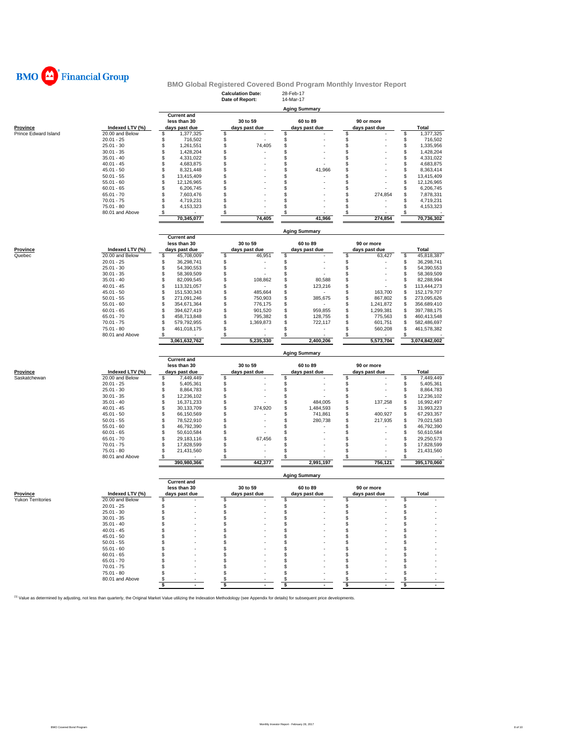BMO Financial Group

# BMO Global Registered Covered Bond Program Monthly Investor Report

**Calculation Date:** 28-Feb-17
**Date of Report:** 14-Mar-17

## Aging Summary

| Province | Indexed LTV (%) | Current and less than 30 days past due | 30 to 59 days past due | 60 to 89 days past due | 90 or more days past due | Total |
|---|---|---|---|---|---|---|
| Prince Edward Island | 20.00 and Below | $ 1,377,325 | $ - | $ - | $ - | $ 1,377,325 |
| | 20.01 - 25 | $ 716,502 | $ - | $ - | $ - | $ 716,502 |
| | 25.01 - 30 | $ 1,261,551 | $ 74,405 | $ - | $ - | $ 1,335,956 |
| | 30.01 - 35 | $ 1,428,204 | $ - | $ - | $ - | $ 1,428,204 |
| | 35.01 - 40 | $ 4,331,022 | $ - | $ - | $ - | $ 4,331,022 |
| | 40.01 - 45 | $ 4,683,875 | $ - | $ - | $ - | $ 4,683,875 |
| | 45.01 - 50 | $ 8,321,448 | $ - | $ 41,966 | $ - | $ 8,363,414 |
| | 50.01 - 55 | $ 13,415,409 | $ - | $ - | $ - | $ 13,415,409 |
| | 55.01 - 60 | $ 12,126,965 | $ - | $ - | $ - | $ 12,126,965 |
| | 60.01 - 65 | $ 6,206,745 | $ - | $ - | $ - | $ 6,206,745 |
| | 65.01 - 70 | $ 7,603,476 | $ - | $ - | $ 274,854 | $ 7,878,331 |
| | 70.01 - 75 | $ 4,719,231 | $ - | $ - | $ - | $ 4,719,231 |
| | 75.01 - 80 | $ 4,153,323 | $ - | $ - | $ - | $ 4,153,323 |
| | 80.01 and Above | $ - | $ - | $ - | $ - | $ - |
| | | 70,345,077 | 74,405 | 41,966 | 274,854 | 70,736,302 |

## Aging Summary

| Province | Indexed LTV (%) | Current and less than 30 days past due | 30 to 59 days past due | 60 to 89 days past due | 90 or more days past due | Total |
|---|---|---|---|---|---|---|
| Quebec | 20.00 and Below | $ 45,708,009 | $ 46,951 | $ - | $ 63,427 | $ 45,818,387 |
| | 20.01 - 25 | $ 36,298,741 | $ - | $ - | $ - | $ 36,298,741 |
| | 25.01 - 30 | $ 54,390,553 | $ - | $ - | $ - | $ 54,390,553 |
| | 30.01 - 35 | $ 58,369,509 | $ - | $ - | $ - | $ 58,369,509 |
| | 35.01 - 40 | $ 82,099,545 | $ 108,862 | $ 80,588 | $ - | $ 82,288,994 |
| | 40.01 - 45 | $ 113,321,057 | $ - | $ 123,216 | $ - | $ 113,444,273 |
| | 45.01 - 50 | $ 151,530,343 | $ 485,664 | $ - | $ 163,700 | $ 152,179,707 |
| | 50.01 - 55 | $ 271,091,246 | $ 750,903 | $ 385,675 | $ 867,802 | $ 273,095,626 |
| | 55.01 - 60 | $ 354,671,364 | $ 776,175 | $ - | $ 1,241,872 | $ 356,689,410 |
| | 60.01 - 65 | $ 394,627,419 | $ 901,520 | $ 959,855 | $ 1,299,381 | $ 397,788,175 |
| | 65.01 - 70 | $ 458,713,848 | $ 795,382 | $ 128,755 | $ 775,563 | $ 460,413,548 |
| | 70.01 - 75 | $ 579,792,955 | $ 1,369,873 | $ 722,117 | $ 601,751 | $ 582,486,697 |
| | 75.01 - 80 | $ 461,018,175 | $ - | $ - | $ 560,208 | $ 461,578,382 |
| | 80.01 and Above | $ - | $ - | $ - | $ - | $ - |
| | | 3,061,632,762 | 5,235,330 | 2,400,206 | 5,573,704 | 3,074,842,002 |

## Aging Summary

| Province | Indexed LTV (%) | Current and less than 30 days past due | 30 to 59 days past due | 60 to 89 days past due | 90 or more days past due | Total |
|---|---|---|---|---|---|---|
| Saskatchewan | 20.00 and Below | $ 7,449,449 | $ - | $ - | $ - | $ 7,449,449 |
| | 20.01 - 25 | $ 5,405,361 | $ - | $ - | $ - | $ 5,405,361 |
| | 25.01 - 30 | $ 8,864,783 | $ - | $ - | $ - | $ 8,864,783 |
| | 30.01 - 35 | $ 12,236,102 | $ - | $ - | $ - | $ 12,236,102 |
| | 35.01 - 40 | $ 16,371,233 | $ - | $ 484,005 | $ 137,258 | $ 16,992,497 |
| | 40.01 - 45 | $ 30,133,709 | $ 374,920 | $ 1,484,593 | $ - | $ 31,993,223 |
| | 45.01 - 50 | $ 66,150,569 | $ - | $ 741,861 | $ 400,927 | $ 67,293,357 |
| | 50.01 - 55 | $ 78,522,910 | $ - | $ 280,738 | $ 217,935 | $ 79,021,583 |
| | 55.01 - 60 | $ 46,792,390 | $ - | $ - | $ - | $ 46,792,390 |
| | 60.01 - 65 | $ 50,610,584 | $ - | $ - | $ - | $ 50,610,584 |
| | 65.01 - 70 | $ 29,183,116 | $ 67,456 | $ - | $ - | $ 29,250,573 |
| | 70.01 - 75 | $ 17,828,599 | $ - | $ - | $ - | $ 17,828,599 |
| | 75.01 - 80 | $ 21,431,560 | $ - | $ - | $ - | $ 21,431,560 |
| | 80.01 and Above | $ - | $ - | $ - | $ - | $ - |
| | | 390,980,366 | 442,377 | 2,991,197 | 756,121 | 395,170,060 |

## Aging Summary

| Province | Indexed LTV (%) | Current and less than 30 days past due | 30 to 59 days past due | 60 to 89 days past due | 90 or more days past due | Total |
|---|---|---|---|---|---|---|
| Yukon Territories | 20.00 and Below | $ - | $ - | $ - | $ - | $ - |
| | 20.01 - 25 | $ - | $ - | $ - | $ - | $ - |
| | 25.01 - 30 | $ - | $ - | $ - | $ - | $ - |
| | 30.01 - 35 | $ - | $ - | $ - | $ - | $ - |
| | 35.01 - 40 | $ - | $ - | $ - | $ - | $ - |
| | 40.01 - 45 | $ - | $ - | $ - | $ - | $ - |
| | 45.01 - 50 | $ - | $ - | $ - | $ - | $ - |
| | 50.01 - 55 | $ - | $ - | $ - | $ - | $ - |
| | 55.01 - 60 | $ - | $ - | $ - | $ - | $ - |
| | 60.01 - 65 | $ - | $ - | $ - | $ - | $ - |
| | 65.01 - 70 | $ - | $ - | $ - | $ - | $ - |
| | 70.01 - 75 | $ - | $ - | $ - | $ - | $ - |
| | 75.01 - 80 | $ - | $ - | $ - | $ - | $ - |
| | 80.01 and Above | $ - | $ - | $ - | $ - | $ - |
| | | $ - | $ - | $ - | $ - | $ - |

[1] Value as determined by adjusting, not less than quarterly, the Original Market Value utilizing the Indexation Methodology (see Appendix for details) for subsequent price developments.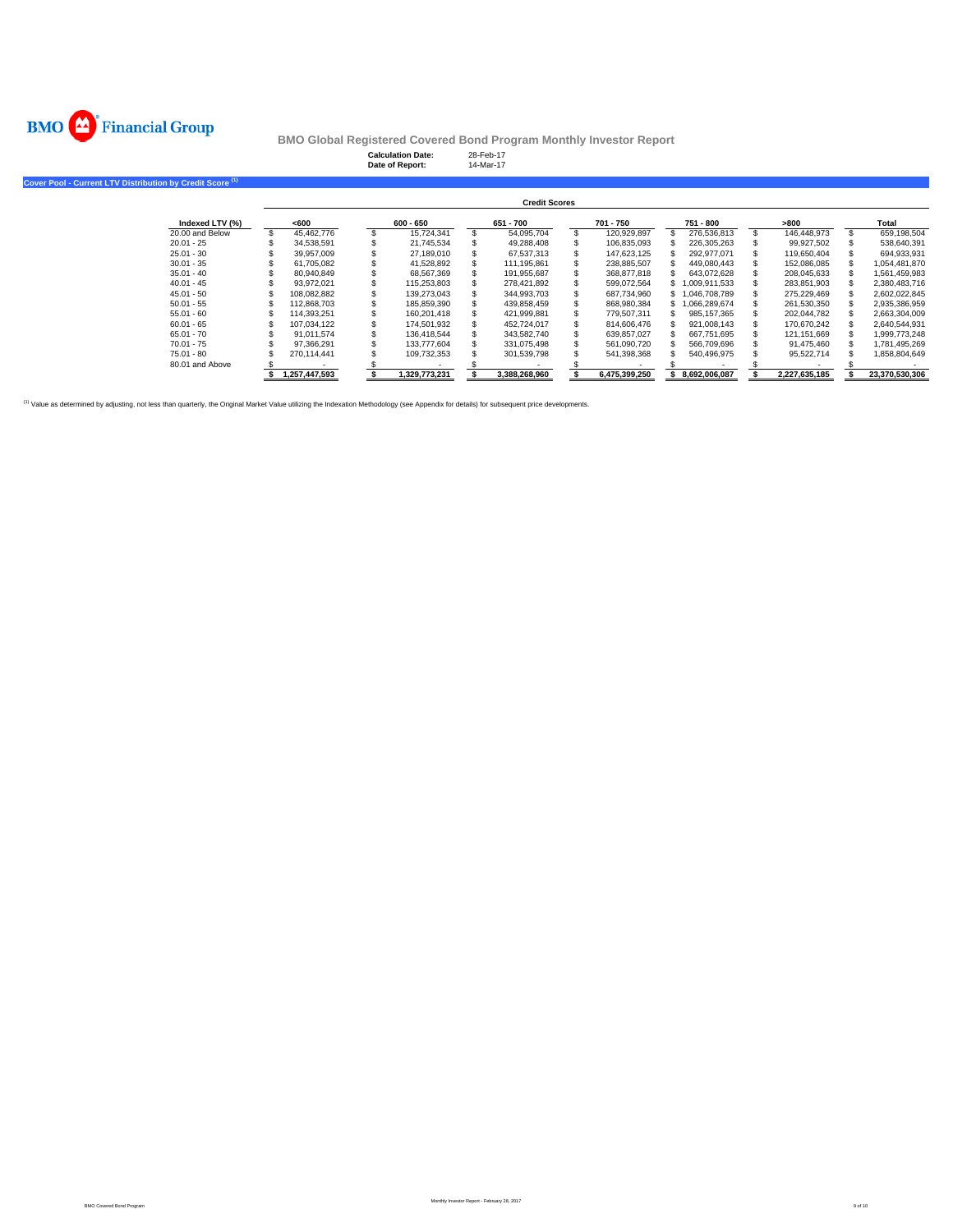BMO Financial Group

## BMO Global Registered Covered Bond Program Monthly Investor Report

**Calculation Date:** 28-Feb-17
**Date of Report:** 14-Mar-17

### Cover Pool - Current LTV Distribution by Credit Score [(1)]

| | Credit Scores | | | | | | |
|---|---|---|---|---|---|---|---|
| **Indexed LTV (%)** | **<600** | **600 - 650** | **651 - 700** | **701 - 750** | **751 - 800** | **>800** | **Total** |
| 20.00 and Below | $ 45,462,776 | $ 15,724,341 | $ 54,095,704 | $ 120,929,897 | $ 276,536,813 | $ 146,448,973 | $ 659,198,504 |
| 20.01 - 25 | $ 34,538,591 | $ 21,745,534 | $ 49,288,408 | $ 106,835,093 | $ 226,305,263 | $ 99,927,502 | $ 538,640,391 |
| 25.01 - 30 | $ 39,957,009 | $ 27,189,010 | $ 67,537,313 | $ 147,623,125 | $ 292,977,071 | $ 119,650,404 | $ 694,933,931 |
| 30.01 - 35 | $ 61,705,082 | $ 41,528,892 | $ 111,195,861 | $ 238,885,507 | $ 449,080,443 | $ 152,086,085 | $ 1,054,481,870 |
| 35.01 - 40 | $ 80,940,849 | $ 68,567,369 | $ 191,955,687 | $ 368,877,818 | $ 643,072,628 | $ 208,045,633 | $ 1,561,459,983 |
| 40.01 - 45 | $ 93,972,021 | $ 115,253,803 | $ 278,421,892 | $ 599,072,564 | $ 1,009,911,533 | $ 283,851,903 | $ 2,380,483,716 |
| 45.01 - 50 | $ 108,082,882 | $ 139,273,043 | $ 344,993,703 | $ 687,734,960 | $ 1,046,708,789 | $ 275,229,469 | $ 2,602,022,845 |
| 50.01 - 55 | $ 112,868,703 | $ 185,859,390 | $ 439,858,459 | $ 868,980,384 | $ 1,066,289,674 | $ 261,530,350 | $ 2,935,386,959 |
| 55.01 - 60 | $ 114,393,251 | $ 160,201,418 | $ 421,999,881 | $ 779,507,311 | $ 985,157,365 | $ 202,044,782 | $ 2,663,304,009 |
| 60.01 - 65 | $ 107,034,122 | $ 174,501,932 | $ 452,724,017 | $ 814,606,476 | $ 921,008,143 | $ 170,670,242 | $ 2,640,544,931 |
| 65.01 - 70 | $ 91,011,574 | $ 136,418,544 | $ 343,582,740 | $ 639,857,027 | $ 667,751,695 | $ 121,151,669 | $ 1,999,773,248 |
| 70.01 - 75 | $ 97,366,291 | $ 133,777,604 | $ 331,075,498 | $ 561,090,720 | $ 566,709,696 | $ 91,475,460 | $ 1,781,495,269 |
| 75.01 - 80 | $ 270,114,441 | $ 109,732,353 | $ 301,539,798 | $ 541,398,368 | $ 540,496,975 | $ 95,522,714 | $ 1,858,804,649 |
| 80.01 and Above | $ - | $ - | $ - | $ - | $ - | $ - | $ - |
| | **$ 1,257,447,593** | **$ 1,329,773,231** | **$ 3,388,268,960** | **$ 6,475,399,250** | **$ 8,692,006,087** | **$ 2,227,635,185** | **$ 23,370,530,306** |

[(1)] Value as determined by adjusting, not less than quarterly, the Original Market Value utilizing the Indexation Methodology (see Appendix for details) for subsequent price developments.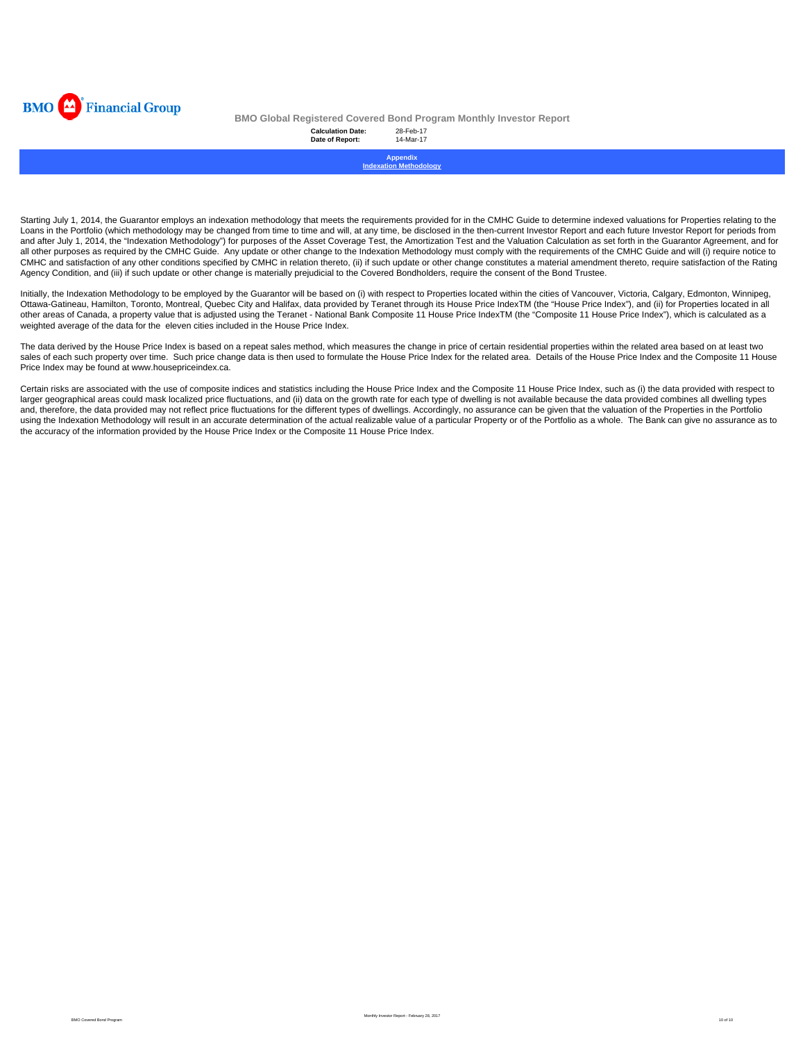BMO Financial Group

**BMO Global Registered Covered Bond Program Monthly Investor Report**

| | |
|---|---|
| **Calculation Date:** | 28-Feb-17 |
| **Date of Report:** | 14-Mar-17 |

## Appendix
### Indexation Methodology

Starting July 1, 2014, the Guarantor employs an indexation methodology that meets the requirements provided for in the CMHC Guide to determine indexed valuations for Properties relating to the Loans in the Portfolio (which methodology may be changed from time to time and will, at any time, be disclosed in the then-current Investor Report and each future Investor Report for periods from and after July 1, 2014, the "Indexation Methodology") for purposes of the Asset Coverage Test, the Amortization Test and the Valuation Calculation as set forth in the Guarantor Agreement, and for all other purposes as required by the CMHC Guide. Any update or other change to the Indexation Methodology must comply with the requirements of the CMHC Guide and will (i) require notice to CMHC and satisfaction of any other conditions specified by CMHC in relation thereto, (ii) if such update or other change constitutes a material amendment thereto, require satisfaction of the Rating Agency Condition, and (iii) if such update or other change is materially prejudicial to the Covered Bondholders, require the consent of the Bond Trustee.

Initially, the Indexation Methodology to be employed by the Guarantor will be based on (i) with respect to Properties located within the cities of Vancouver, Victoria, Calgary, Edmonton, Winnipeg, Ottawa-Gatineau, Hamilton, Toronto, Montreal, Quebec City and Halifax, data provided by Teranet through its House Price IndexTM (the "House Price Index"), and (ii) for Properties located in all other areas of Canada, a property value that is adjusted using the Teranet - National Bank Composite 11 House Price IndexTM (the "Composite 11 House Price Index"), which is calculated as a weighted average of the data for the eleven cities included in the House Price Index.

The data derived by the House Price Index is based on a repeat sales method, which measures the change in price of certain residential properties within the related area based on at least two sales of each such property over time. Such price change data is then used to formulate the House Price Index for the related area. Details of the House Price Index and the Composite 11 House Price Index may be found at www.housepriceindex.ca.

Certain risks are associated with the use of composite indices and statistics including the House Price Index and the Composite 11 House Price Index, such as (i) the data provided with respect to larger geographical areas could mask localized price fluctuations, and (ii) data on the growth rate for each type of dwelling is not available because the data provided combines all dwelling types and, therefore, the data provided may not reflect price fluctuations for the different types of dwellings. Accordingly, no assurance can be given that the valuation of the Properties in the Portfolio using the Indexation Methodology will result in an accurate determination of the actual realizable value of a particular Property or of the Portfolio as a whole. The Bank can give no assurance as to the accuracy of the information provided by the House Price Index or the Composite 11 House Price Index.